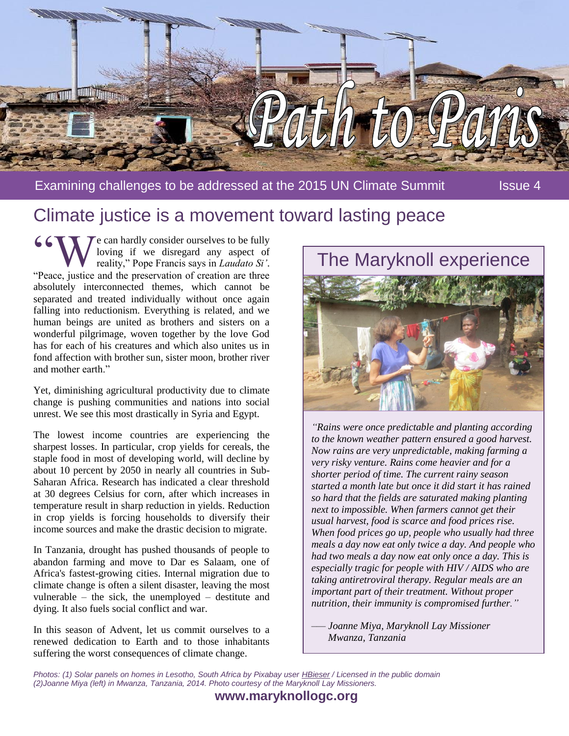# Path to Paris

Examining challenges to be addressed at the 2015 UN Climate Summit — Issue 4

## Climate justice is a movement toward lasting peace

"We can hardly consider ourselves to be fully loving if we disregard any aspect of reality," Pope Francis says in *Laudato Si'*. "Peace, justice and the preservation of creation are three absolutely interconnected themes, which cannot be separated and treated individually without once again falling into reductionism. Everything is related, and we human beings are united as brothers and sisters on a wonderful pilgrimage, woven together by the love God has for each of his creatures and which also unites us in fond affection with brother sun, sister moon, brother river and mother earth."

Yet, diminishing agricultural productivity due to climate change is pushing communities and nations into social unrest. We see this most drastically in Syria and Egypt.

The lowest income countries are experiencing the sharpest losses. In particular, crop yields for cereals, the staple food in most of developing world, will decline by about 10 percent by 2050 in nearly all countries in Sub-Saharan Africa. Research has indicated a clear threshold at 30 degrees Celsius for corn, after which increases in temperature result in sharp reduction in yields. Reduction in crop yields is forcing households to diversify their income sources and make the drastic decision to migrate.

In Tanzania, drought has pushed thousands of people to abandon farming and move to Dar es Salaam, one of Africa's fastest-growing cities. Internal migration due to climate change is often a silent disaster, leaving the most vulnerable – the sick, the unemployed – destitute and dying. It also fuels social conflict and war.

In this season of Advent, let us commit ourselves to a renewed dedication to Earth and to those inhabitants suffering the worst consequences of climate change.

## The Maryknoll experience

*"Rains were once predictable and planting according to the known weather pattern ensured a good harvest. Now rains are very unpredictable, making farming a very risky venture. Rains come heavier and for a shorter period of time. The current rainy season started a month late but once it did start it has rained so hard that the fields are saturated making planting next to impossible. When farmers cannot get their usual harvest, food is scarce and food prices rise. When food prices go up, people who usually had three meals a day now eat only twice a day. And people who had two meals a day now eat only once a day. This is especially tragic for people with HIV / AIDS who are taking antiretroviral therapy. Regular meals are an important part of their treatment. Without proper nutrition, their immunity is compromised further."*

— *Joanne Miya, Maryknoll Lay Missioner*
*Mwanza, Tanzania*

*Photos: (1) Solar panels on homes in Lesotho, South Africa by Pixabay user HBieser / Licensed in the public domain (2)Joanne Miya (left) in Mwanza, Tanzania, 2014. Photo courtesy of the Maryknoll Lay Missioners.*

**www.maryknollogc.org**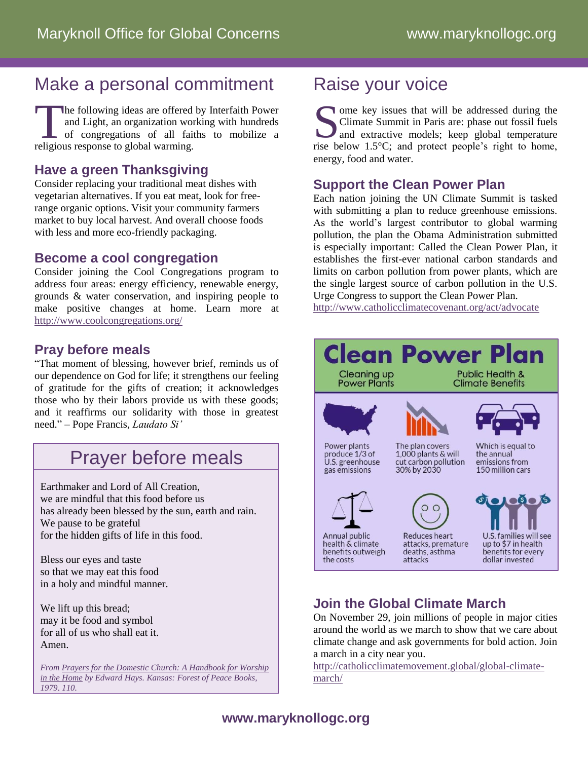# Make a personal commitment

The following ideas are offered by Interfaith Power and Light, an organization working with hundreds of congregations of all faiths to mobilize a religious response to global warming.

## Have a green Thanksgiving

Consider replacing your traditional meat dishes with vegetarian alternatives. If you eat meat, look for free-range organic options. Visit your community farmers market to buy local harvest. And overall choose foods with less and more eco-friendly packaging.

## Become a cool congregation

Consider joining the Cool Congregations program to address four areas: energy efficiency, renewable energy, grounds & water conservation, and inspiring people to make positive changes at home. Learn more at http://www.coolcongregations.org/

## Pray before meals

"That moment of blessing, however brief, reminds us of our dependence on God for life; it strengthens our feeling of gratitude for the gifts of creation; it acknowledges those who by their labors provide us with these goods; and it reaffirms our solidarity with those in greatest need." – Pope Francis, *Laudato Si'*

## Prayer before meals

Earthmaker and Lord of All Creation,
we are mindful that this food before us
has already been blessed by the sun, earth and rain.
We pause to be grateful
for the hidden gifts of life in this food.

Bless our eyes and taste
so that we may eat this food
in a holy and mindful manner.

We lift up this bread;
may it be food and symbol
for all of us who shall eat it.
Amen.

*From Prayers for the Domestic Church: A Handbook for Worship in the Home by Edward Hays. Kansas: Forest of Peace Books, 1979, 110.*

# Raise your voice

Some key issues that will be addressed during the Climate Summit in Paris are: phase out fossil fuels and extractive models; keep global temperature rise below 1.5°C; and protect people's right to home, energy, food and water.

## Support the Clean Power Plan

Each nation joining the UN Climate Summit is tasked with submitting a plan to reduce greenhouse emissions. As the world's largest contributor to global warming pollution, the plan the Obama Administration submitted is especially important: Called the Clean Power Plan, it establishes the first-ever national carbon standards and limits on carbon pollution from power plants, which are the single largest source of carbon pollution in the U.S. Urge Congress to support the Clean Power Plan.
http://www.catholicclimatecovenant.org/act/advocate

**Clean Power Plan**

Cleaning up Power Plants

Public Health & Climate Benefits

Power plants produce 1/3 of U.S. greenhouse gas emissions

The plan covers 1,000 plants & will cut carbon pollution 30% by 2030

Which is equal to the annual emissions from 150 million cars

Annual public health & climate benefits outweigh the costs

Reduces heart attacks, premature deaths, asthma attacks

U.S. families will see up to $7 in health benefits for every dollar invested

## Join the Global Climate March

On November 29, join millions of people in major cities around the world as we march to show that we care about climate change and ask governments for bold action. Join a march in a city near you.
http://catholicclimatemovement.global/global-climate-march/